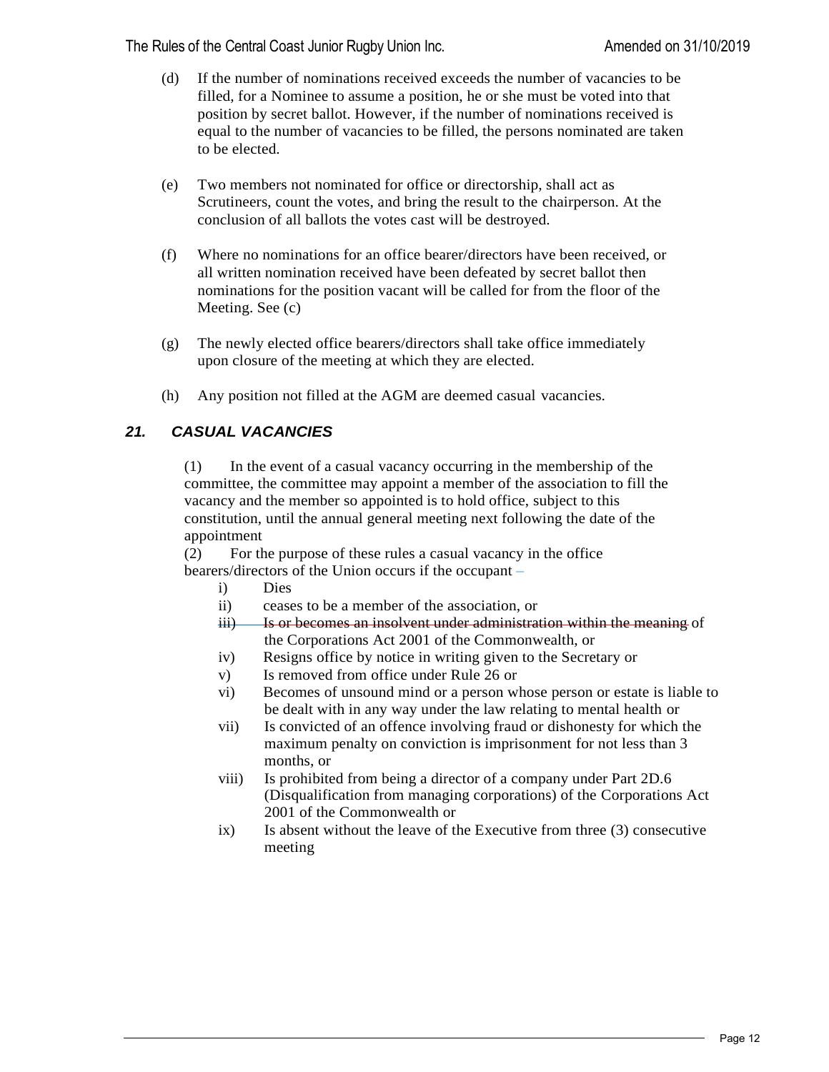(d) If the number of nominations received exceeds the number of vacancies to be filled, for a Nominee to assume a position, he or she must be voted into that position by secret ballot. However, if the number of nominations received is equal to the number of vacancies to be filled, the persons nominated are taken to be elected.

(e) Two members not nominated for office or directorship, shall act as Scrutineers, count the votes, and bring the result to the chairperson. At the conclusion of all ballots the votes cast will be destroyed.

(f) Where no nominations for an office bearer/directors have been received, or all written nomination received have been defeated by secret ballot then nominations for the position vacant will be called for from the floor of the Meeting. See (c)

(g) The newly elected office bearers/directors shall take office immediately upon closure of the meeting at which they are elected.

(h) Any position not filled at the AGM are deemed casual vacancies.

## *21. CASUAL VACANCIES*

(1) In the event of a casual vacancy occurring in the membership of the committee, the committee may appoint a member of the association to fill the vacancy and the member so appointed is to hold office, subject to this constitution, until the annual general meeting next following the date of the appointment

(2) For the purpose of these rules a casual vacancy in the office bearers/directors of the Union occurs if the occupant –

- i) Dies
- ii) ceases to be a member of the association, or
- iii) ~~Is or becomes an insolvent under administration within the meaning~~ of the Corporations Act 2001 of the Commonwealth, or
- iv) Resigns office by notice in writing given to the Secretary or
- v) Is removed from office under Rule 26 or
- vi) Becomes of unsound mind or a person whose person or estate is liable to be dealt with in any way under the law relating to mental health or
- vii) Is convicted of an offence involving fraud or dishonesty for which the maximum penalty on conviction is imprisonment for not less than 3 months, or
- viii) Is prohibited from being a director of a company under Part 2D.6 (Disqualification from managing corporations) of the Corporations Act 2001 of the Commonwealth or
- ix) Is absent without the leave of the Executive from three (3) consecutive meeting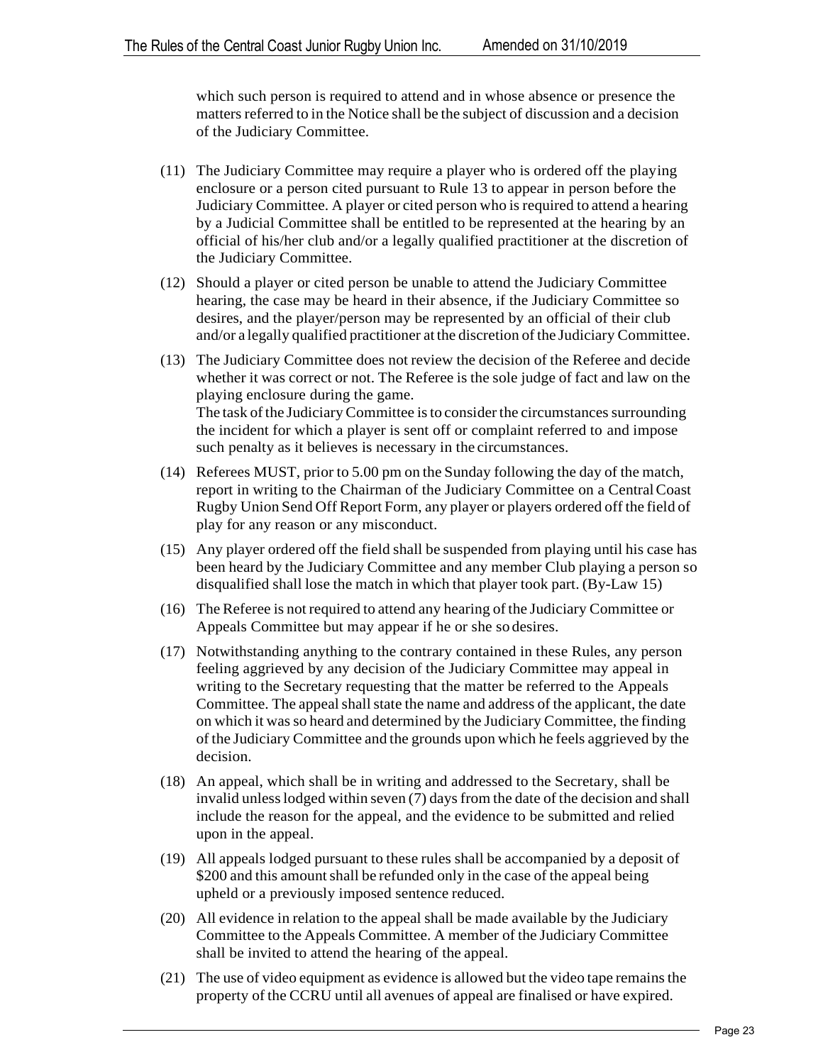which such person is required to attend and in whose absence or presence the matters referred to in the Notice shall be the subject of discussion and a decision of the Judiciary Committee.

(11) The Judiciary Committee may require a player who is ordered off the playing enclosure or a person cited pursuant to Rule 13 to appear in person before the Judiciary Committee. A player or cited person who is required to attend a hearing by a Judicial Committee shall be entitled to be represented at the hearing by an official of his/her club and/or a legally qualified practitioner at the discretion of the Judiciary Committee.

(12) Should a player or cited person be unable to attend the Judiciary Committee hearing, the case may be heard in their absence, if the Judiciary Committee so desires, and the player/person may be represented by an official of their club and/or a legally qualified practitioner at the discretion of the Judiciary Committee.

(13) The Judiciary Committee does not review the decision of the Referee and decide whether it was correct or not. The Referee is the sole judge of fact and law on the playing enclosure during the game.
The task of the Judiciary Committee is to consider the circumstances surrounding the incident for which a player is sent off or complaint referred to and impose such penalty as it believes is necessary in the circumstances.

(14) Referees MUST, prior to 5.00 pm on the Sunday following the day of the match, report in writing to the Chairman of the Judiciary Committee on a Central Coast Rugby Union Send Off Report Form, any player or players ordered off the field of play for any reason or any misconduct.

(15) Any player ordered off the field shall be suspended from playing until his case has been heard by the Judiciary Committee and any member Club playing a person so disqualified shall lose the match in which that player took part. (By-Law 15)

(16) The Referee is not required to attend any hearing of the Judiciary Committee or Appeals Committee but may appear if he or she so desires.

(17) Notwithstanding anything to the contrary contained in these Rules, any person feeling aggrieved by any decision of the Judiciary Committee may appeal in writing to the Secretary requesting that the matter be referred to the Appeals Committee. The appeal shall state the name and address of the applicant, the date on which it was so heard and determined by the Judiciary Committee, the finding of the Judiciary Committee and the grounds upon which he feels aggrieved by the decision.

(18) An appeal, which shall be in writing and addressed to the Secretary, shall be invalid unless lodged within seven (7) days from the date of the decision and shall include the reason for the appeal, and the evidence to be submitted and relied upon in the appeal.

(19) All appeals lodged pursuant to these rules shall be accompanied by a deposit of $200 and this amount shall be refunded only in the case of the appeal being upheld or a previously imposed sentence reduced.

(20) All evidence in relation to the appeal shall be made available by the Judiciary Committee to the Appeals Committee. A member of the Judiciary Committee shall be invited to attend the hearing of the appeal.

(21) The use of video equipment as evidence is allowed but the video tape remains the property of the CCRU until all avenues of appeal are finalised or have expired.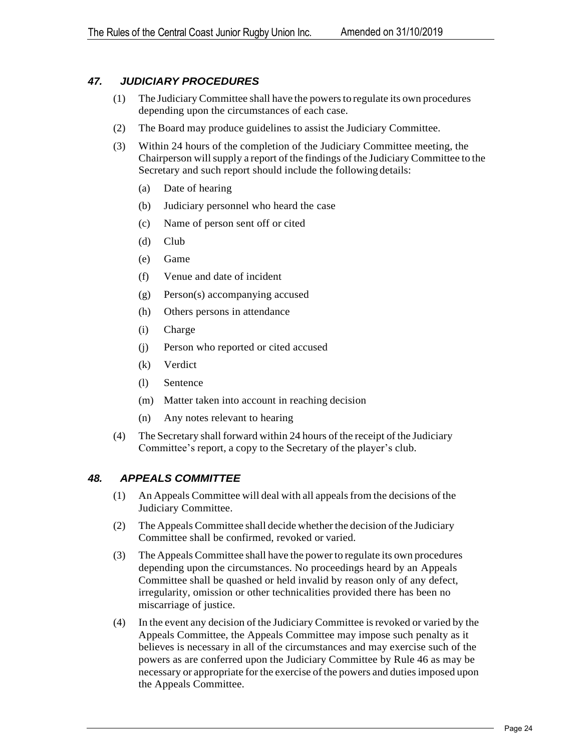## *47. JUDICIARY PROCEDURES*

(1) The Judiciary Committee shall have the powers to regulate its own procedures depending upon the circumstances of each case.

(2) The Board may produce guidelines to assist the Judiciary Committee.

(3) Within 24 hours of the completion of the Judiciary Committee meeting, the Chairperson will supply a report of the findings of the Judiciary Committee to the Secretary and such report should include the following details:

  (a) Date of hearing

  (b) Judiciary personnel who heard the case

  (c) Name of person sent off or cited

  (d) Club

  (e) Game

  (f) Venue and date of incident

  (g) Person(s) accompanying accused

  (h) Others persons in attendance

  (i) Charge

  (j) Person who reported or cited accused

  (k) Verdict

  (l) Sentence

  (m) Matter taken into account in reaching decision

  (n) Any notes relevant to hearing

(4) The Secretary shall forward within 24 hours of the receipt of the Judiciary Committee's report, a copy to the Secretary of the player's club.

## *48. APPEALS COMMITTEE*

(1) An Appeals Committee will deal with all appeals from the decisions of the Judiciary Committee.

(2) The Appeals Committee shall decide whether the decision of the Judiciary Committee shall be confirmed, revoked or varied.

(3) The Appeals Committee shall have the power to regulate its own procedures depending upon the circumstances. No proceedings heard by an Appeals Committee shall be quashed or held invalid by reason only of any defect, irregularity, omission or other technicalities provided there has been no miscarriage of justice.

(4) In the event any decision of the Judiciary Committee is revoked or varied by the Appeals Committee, the Appeals Committee may impose such penalty as it believes is necessary in all of the circumstances and may exercise such of the powers as are conferred upon the Judiciary Committee by Rule 46 as may be necessary or appropriate for the exercise of the powers and duties imposed upon the Appeals Committee.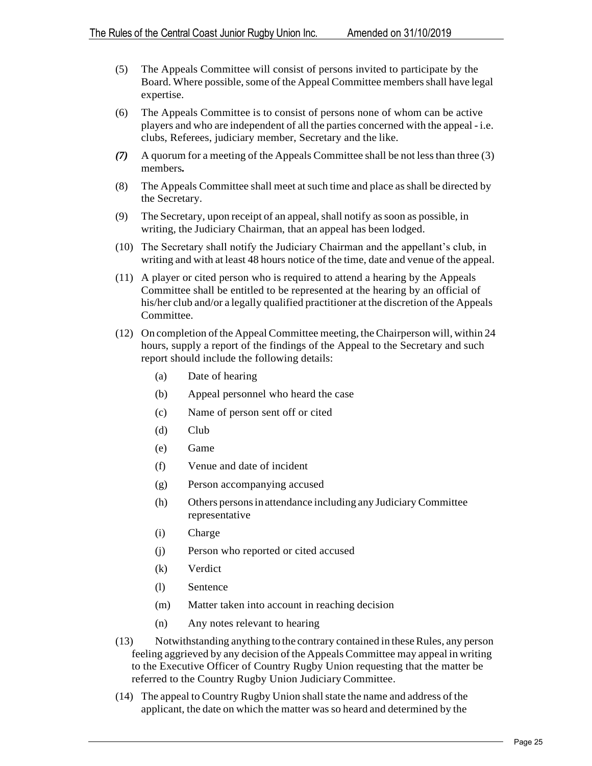(5) The Appeals Committee will consist of persons invited to participate by the Board. Where possible, some of the Appeal Committee members shall have legal expertise.

(6) The Appeals Committee is to consist of persons none of whom can be active players and who are independent of all the parties concerned with the appeal - i.e. clubs, Referees, judiciary member, Secretary and the like.

*(7)* A quorum for a meeting of the Appeals Committee shall be not less than three (3) members**.**

(8) The Appeals Committee shall meet at such time and place as shall be directed by the Secretary.

(9) The Secretary, upon receipt of an appeal, shall notify as soon as possible, in writing, the Judiciary Chairman, that an appeal has been lodged.

(10) The Secretary shall notify the Judiciary Chairman and the appellant's club, in writing and with at least 48 hours notice of the time, date and venue of the appeal.

(11) A player or cited person who is required to attend a hearing by the Appeals Committee shall be entitled to be represented at the hearing by an official of his/her club and/or a legally qualified practitioner at the discretion of the Appeals Committee.

(12) On completion of the Appeal Committee meeting, the Chairperson will, within 24 hours, supply a report of the findings of the Appeal to the Secretary and such report should include the following details:

- (a) Date of hearing
- (b) Appeal personnel who heard the case
- (c) Name of person sent off or cited
- (d) Club
- (e) Game
- (f) Venue and date of incident
- (g) Person accompanying accused
- (h) Others persons in attendance including any Judiciary Committee representative
- (i) Charge
- (j) Person who reported or cited accused
- (k) Verdict
- (l) Sentence
- (m) Matter taken into account in reaching decision
- (n) Any notes relevant to hearing

(13) Notwithstanding anything to the contrary contained in these Rules, any person feeling aggrieved by any decision of the Appeals Committee may appeal in writing to the Executive Officer of Country Rugby Union requesting that the matter be referred to the Country Rugby Union Judiciary Committee.

(14) The appeal to Country Rugby Union shall state the name and address of the applicant, the date on which the matter was so heard and determined by the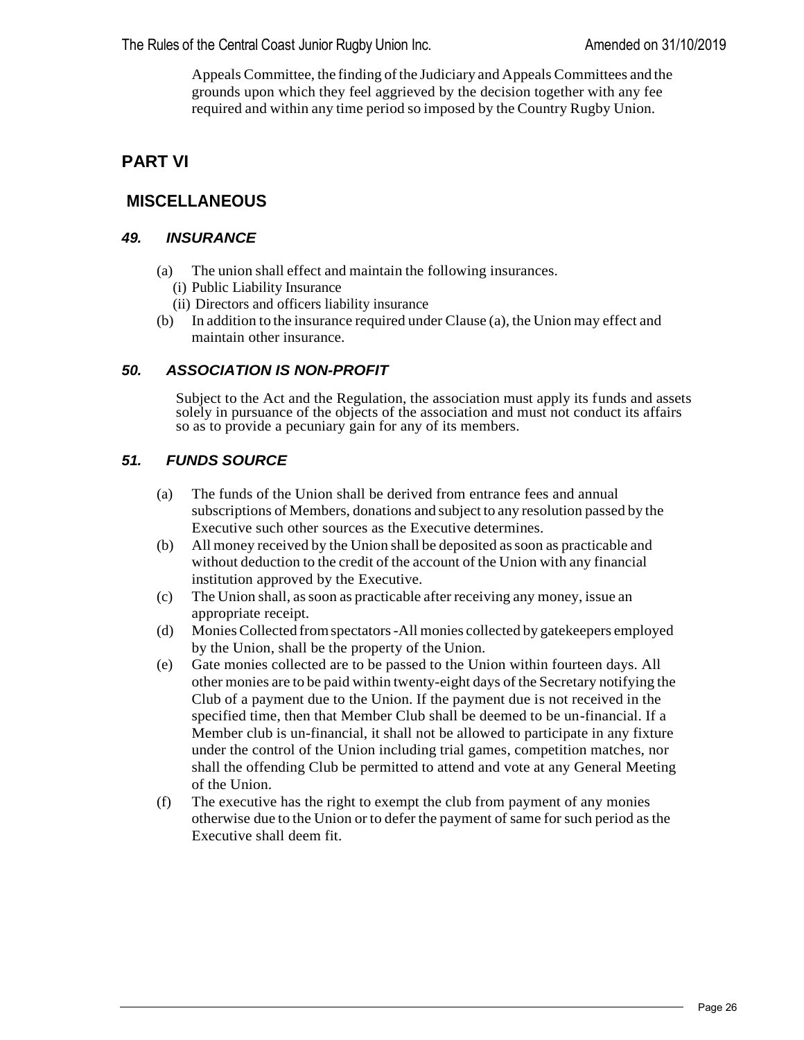Appeals Committee, the finding of the Judiciary and Appeals Committees and the grounds upon which they feel aggrieved by the decision together with any fee required and within any time period so imposed by the Country Rugby Union.

# PART VI

# MISCELLANEOUS

### *49. INSURANCE*

(a) The union shall effect and maintain the following insurances.
   (i) Public Liability Insurance
   (ii) Directors and officers liability insurance
(b) In addition to the insurance required under Clause (a), the Union may effect and maintain other insurance.

### *50. ASSOCIATION IS NON-PROFIT*

Subject to the Act and the Regulation, the association must apply its funds and assets solely in pursuance of the objects of the association and must not conduct its affairs so as to provide a pecuniary gain for any of its members.

### *51. FUNDS SOURCE*

(a) The funds of the Union shall be derived from entrance fees and annual subscriptions of Members, donations and subject to any resolution passed by the Executive such other sources as the Executive determines.
(b) All money received by the Union shall be deposited as soon as practicable and without deduction to the credit of the account of the Union with any financial institution approved by the Executive.
(c) The Union shall, as soon as practicable after receiving any money, issue an appropriate receipt.
(d) Monies Collected from spectators -All monies collected by gatekeepers employed by the Union, shall be the property of the Union.
(e) Gate monies collected are to be passed to the Union within fourteen days. All other monies are to be paid within twenty-eight days of the Secretary notifying the Club of a payment due to the Union. If the payment due is not received in the specified time, then that Member Club shall be deemed to be un-financial. If a Member club is un-financial, it shall not be allowed to participate in any fixture under the control of the Union including trial games, competition matches, nor shall the offending Club be permitted to attend and vote at any General Meeting of the Union.
(f) The executive has the right to exempt the club from payment of any monies otherwise due to the Union or to defer the payment of same for such period as the Executive shall deem fit.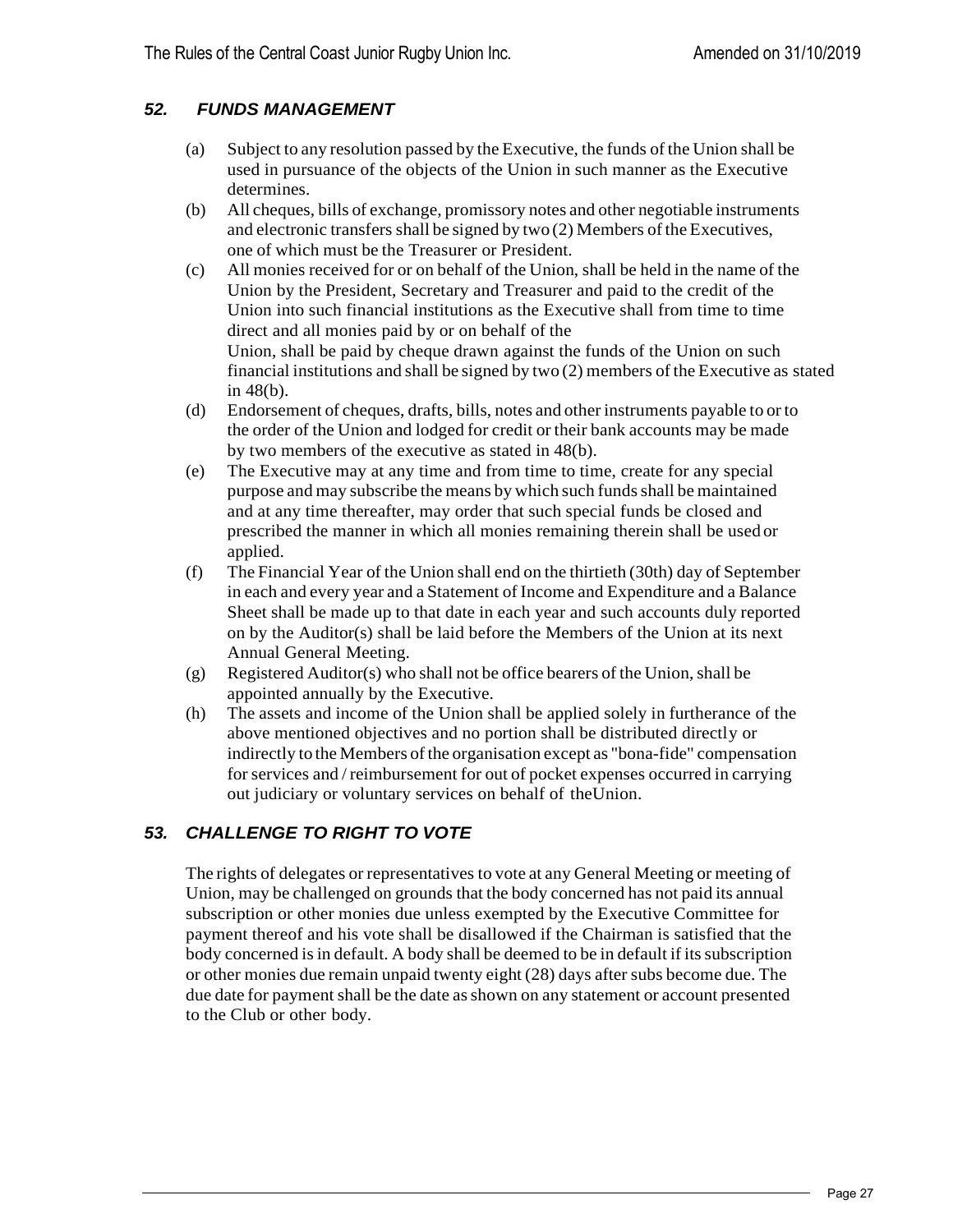## *52. FUNDS MANAGEMENT*

(a) Subject to any resolution passed by the Executive, the funds of the Union shall be used in pursuance of the objects of the Union in such manner as the Executive determines.

(b) All cheques, bills of exchange, promissory notes and other negotiable instruments and electronic transfers shall be signed by two (2) Members of the Executives, one of which must be the Treasurer or President.

(c) All monies received for or on behalf of the Union, shall be held in the name of the Union by the President, Secretary and Treasurer and paid to the credit of the Union into such financial institutions as the Executive shall from time to time direct and all monies paid by or on behalf of the Union, shall be paid by cheque drawn against the funds of the Union on such financial institutions and shall be signed by two (2) members of the Executive as stated in 48(b).

(d) Endorsement of cheques, drafts, bills, notes and other instruments payable to or to the order of the Union and lodged for credit or their bank accounts may be made by two members of the executive as stated in 48(b).

(e) The Executive may at any time and from time to time, create for any special purpose and may subscribe the means by which such funds shall be maintained and at any time thereafter, may order that such special funds be closed and prescribed the manner in which all monies remaining therein shall be used or applied.

(f) The Financial Year of the Union shall end on the thirtieth (30th) day of September in each and every year and a Statement of Income and Expenditure and a Balance Sheet shall be made up to that date in each year and such accounts duly reported on by the Auditor(s) shall be laid before the Members of the Union at its next Annual General Meeting.

(g) Registered Auditor(s) who shall not be office bearers of the Union, shall be appointed annually by the Executive.

(h) The assets and income of the Union shall be applied solely in furtherance of the above mentioned objectives and no portion shall be distributed directly or indirectly to the Members of the organisation except as "bona-fide" compensation for services and / reimbursement for out of pocket expenses occurred in carrying out judiciary or voluntary services on behalf of theUnion.

## *53. CHALLENGE TO RIGHT TO VOTE*

The rights of delegates or representatives to vote at any General Meeting or meeting of Union, may be challenged on grounds that the body concerned has not paid its annual subscription or other monies due unless exempted by the Executive Committee for payment thereof and his vote shall be disallowed if the Chairman is satisfied that the body concerned is in default. A body shall be deemed to be in default if its subscription or other monies due remain unpaid twenty eight (28) days after subs become due. The due date for payment shall be the date as shown on any statement or account presented to the Club or other body.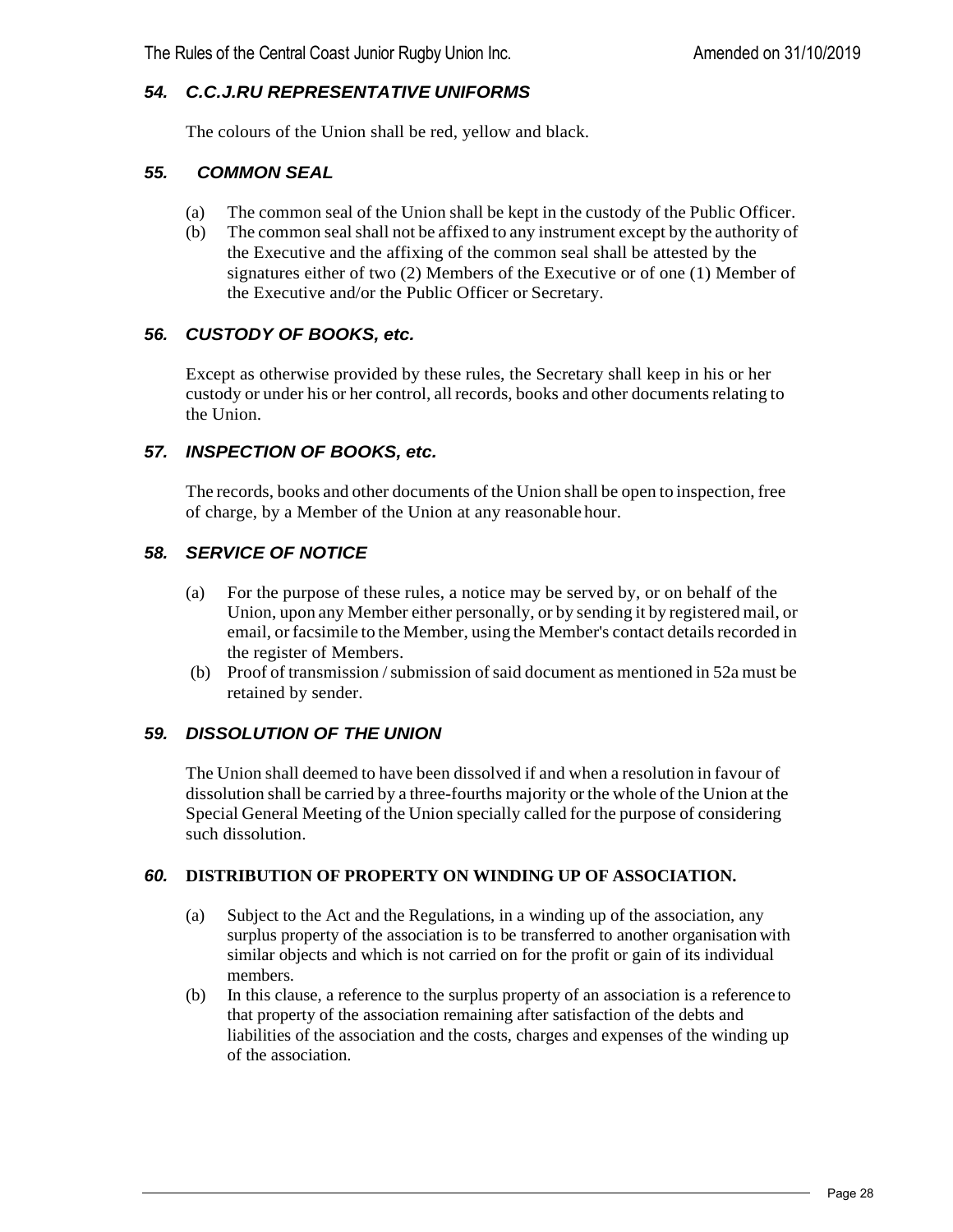### *54. C.C.J.RU REPRESENTATIVE UNIFORMS*

The colours of the Union shall be red, yellow and black.

### *55. COMMON SEAL*

(a) The common seal of the Union shall be kept in the custody of the Public Officer.
(b) The common seal shall not be affixed to any instrument except by the authority of the Executive and the affixing of the common seal shall be attested by the signatures either of two (2) Members of the Executive or of one (1) Member of the Executive and/or the Public Officer or Secretary.

### *56. CUSTODY OF BOOKS, etc.*

Except as otherwise provided by these rules, the Secretary shall keep in his or her custody or under his or her control, all records, books and other documents relating to the Union.

### *57. INSPECTION OF BOOKS, etc.*

The records, books and other documents of the Union shall be open to inspection, free of charge, by a Member of the Union at any reasonable hour.

### *58. SERVICE OF NOTICE*

(a) For the purpose of these rules, a notice may be served by, or on behalf of the Union, upon any Member either personally, or by sending it by registered mail, or email, or facsimile to the Member, using the Member's contact details recorded in the register of Members.
(b) Proof of transmission / submission of said document as mentioned in 52a must be retained by sender.

### *59. DISSOLUTION OF THE UNION*

The Union shall deemed to have been dissolved if and when a resolution in favour of dissolution shall be carried by a three-fourths majority or the whole of the Union at the Special General Meeting of the Union specially called for the purpose of considering such dissolution.

### *60.* **DISTRIBUTION OF PROPERTY ON WINDING UP OF ASSOCIATION.**

(a) Subject to the Act and the Regulations, in a winding up of the association, any surplus property of the association is to be transferred to another organisation with similar objects and which is not carried on for the profit or gain of its individual members.
(b) In this clause, a reference to the surplus property of an association is a reference to that property of the association remaining after satisfaction of the debts and liabilities of the association and the costs, charges and expenses of the winding up of the association.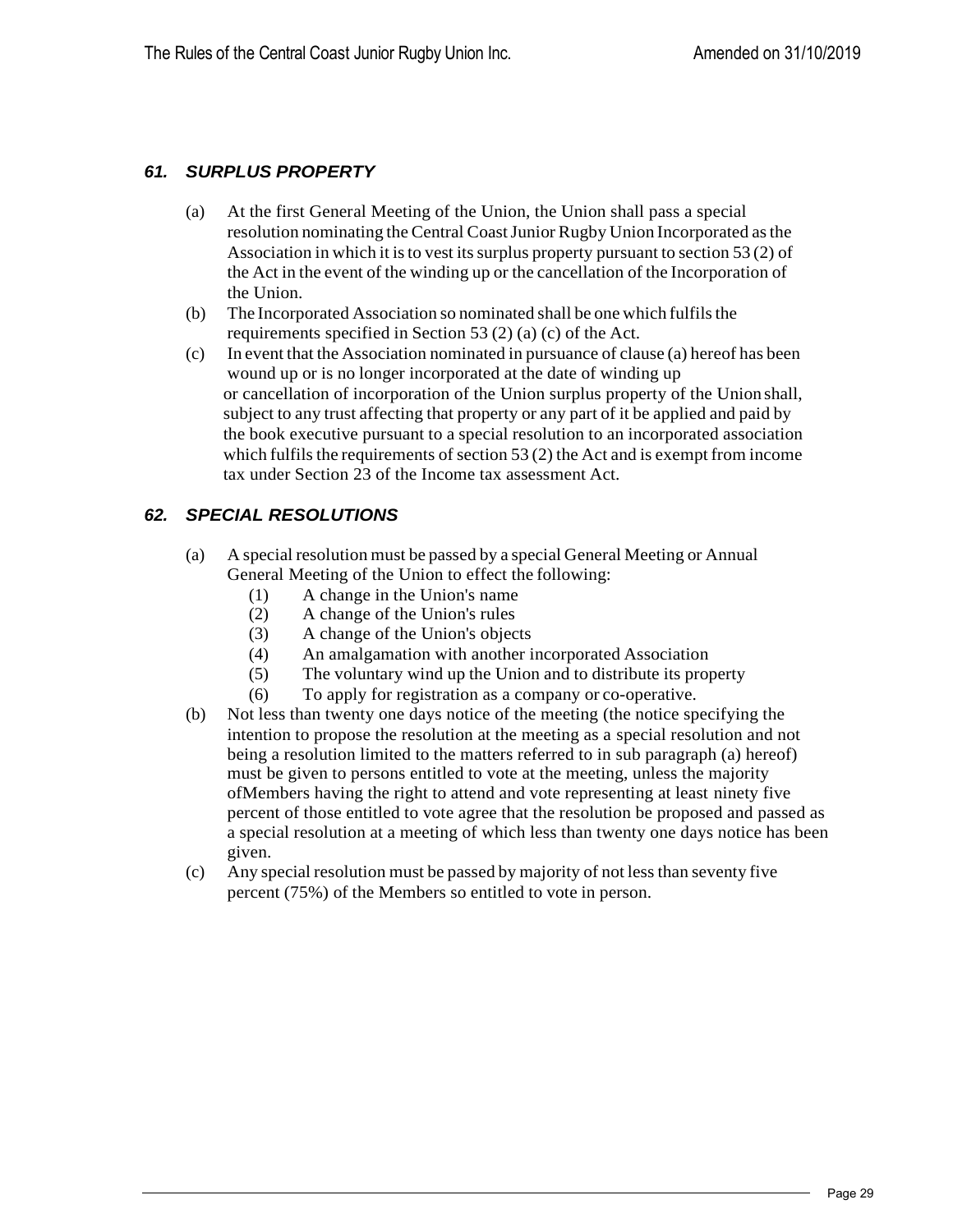## *61. SURPLUS PROPERTY*

(a) At the first General Meeting of the Union, the Union shall pass a special resolution nominating the Central Coast Junior Rugby Union Incorporated as the Association in which it is to vest its surplus property pursuant to section 53 (2) of the Act in the event of the winding up or the cancellation of the Incorporation of the Union.

(b) The Incorporated Association so nominated shall be one which fulfils the requirements specified in Section 53 (2) (a) (c) of the Act.

(c) In event that the Association nominated in pursuance of clause (a) hereof has been wound up or is no longer incorporated at the date of winding up or cancellation of incorporation of the Union surplus property of the Union shall, subject to any trust affecting that property or any part of it be applied and paid by the book executive pursuant to a special resolution to an incorporated association which fulfils the requirements of section 53 (2) the Act and is exempt from income tax under Section 23 of the Income tax assessment Act.

## *62. SPECIAL RESOLUTIONS*

(a) A special resolution must be passed by a special General Meeting or Annual General Meeting of the Union to effect the following:

  (1) A change in the Union's name
  (2) A change of the Union's rules
  (3) A change of the Union's objects
  (4) An amalgamation with another incorporated Association
  (5) The voluntary wind up the Union and to distribute its property
  (6) To apply for registration as a company or co-operative.

(b) Not less than twenty one days notice of the meeting (the notice specifying the intention to propose the resolution at the meeting as a special resolution and not being a resolution limited to the matters referred to in sub paragraph (a) hereof) must be given to persons entitled to vote at the meeting, unless the majority ofMembers having the right to attend and vote representing at least ninety five percent of those entitled to vote agree that the resolution be proposed and passed as a special resolution at a meeting of which less than twenty one days notice has been given.

(c) Any special resolution must be passed by majority of not less than seventy five percent (75%) of the Members so entitled to vote in person.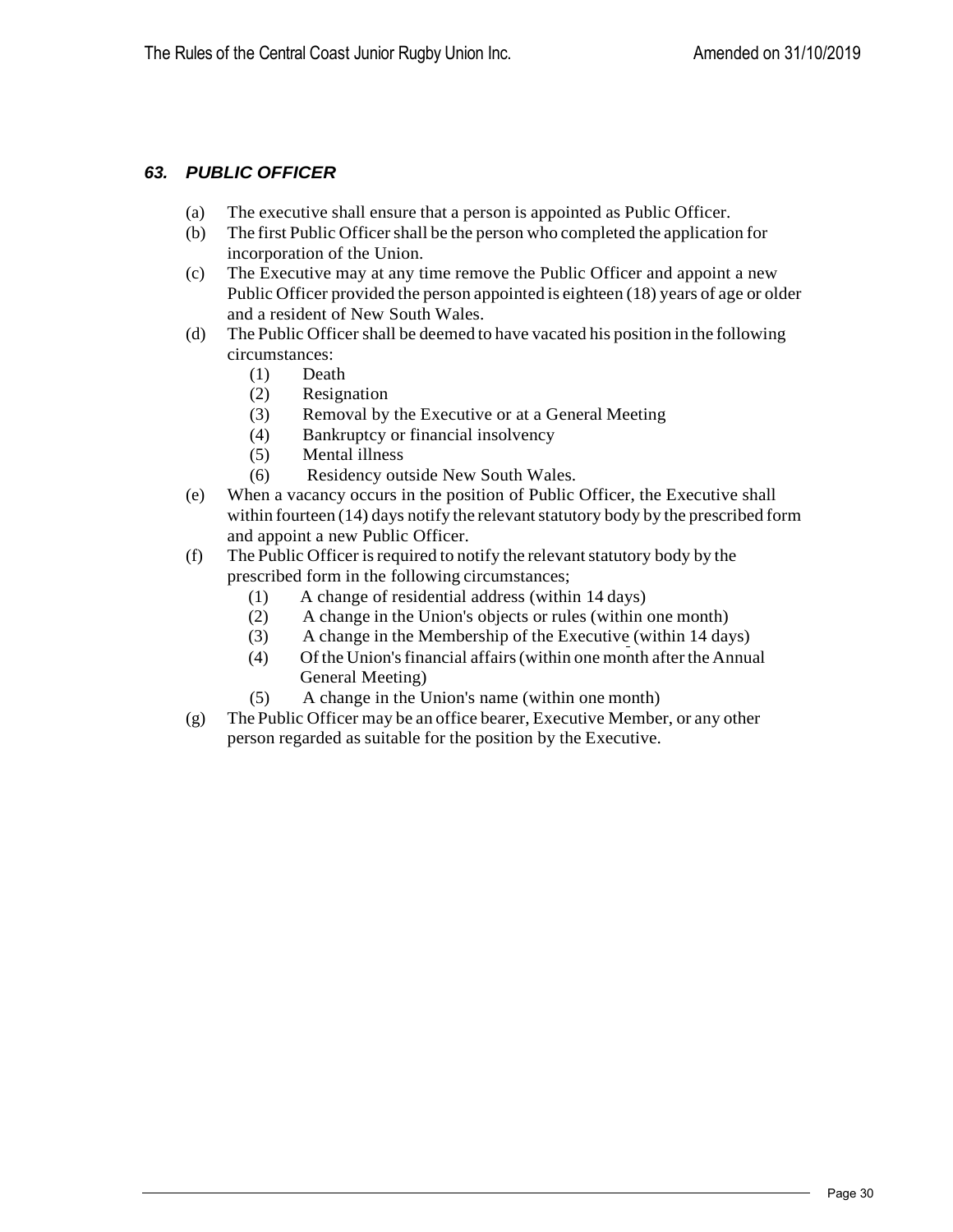### *63. PUBLIC OFFICER*

(a) The executive shall ensure that a person is appointed as Public Officer.

(b) The first Public Officer shall be the person who completed the application for incorporation of the Union.

(c) The Executive may at any time remove the Public Officer and appoint a new Public Officer provided the person appointed is eighteen (18) years of age or older and a resident of New South Wales.

(d) The Public Officer shall be deemed to have vacated his position in the following circumstances:

  (1) Death
  (2) Resignation
  (3) Removal by the Executive or at a General Meeting
  (4) Bankruptcy or financial insolvency
  (5) Mental illness
  (6) Residency outside New South Wales.

(e) When a vacancy occurs in the position of Public Officer, the Executive shall within fourteen (14) days notify the relevant statutory body by the prescribed form and appoint a new Public Officer.

(f) The Public Officer is required to notify the relevant statutory body by the prescribed form in the following circumstances;

  (1) A change of residential address (within 14 days)
  (2) A change in the Union's objects or rules (within one month)
  (3) A change in the Membership of the Executive (within 14 days)
  (4) Of the Union's financial affairs (within one month after the Annual General Meeting)
  (5) A change in the Union's name (within one month)

(g) The Public Officer may be an office bearer, Executive Member, or any other person regarded as suitable for the position by the Executive.